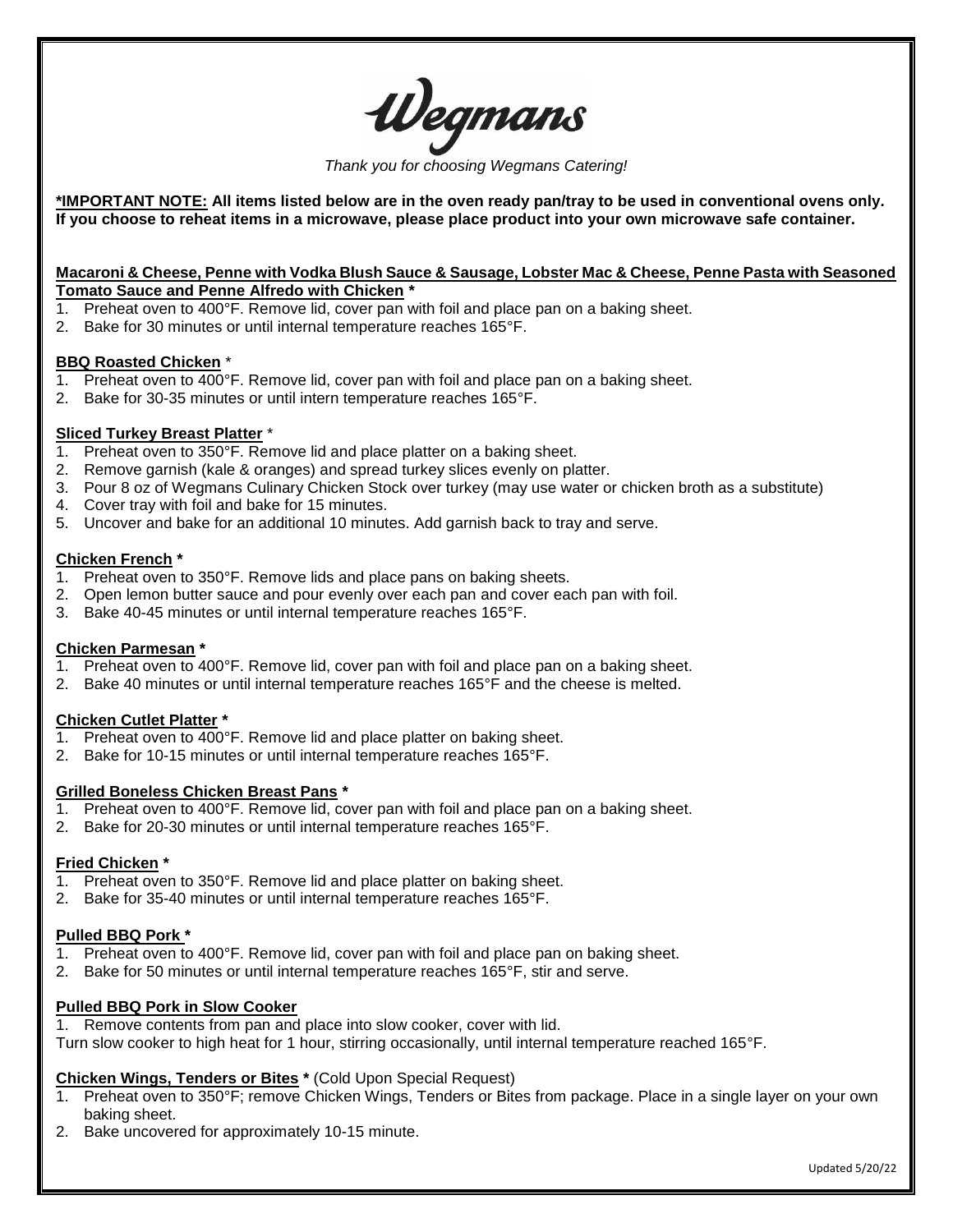# Wegmans

*Thank you for choosing Wegmans Catering!*

**\*IMPORTANT NOTE: All items listed below are in the oven ready pan/tray to be used in conventional ovens only. If you choose to reheat items in a microwave, please place product into your own microwave safe container.**

**Macaroni & Cheese, Penne with Vodka Blush Sauce & Sausage, Lobster Mac & Cheese, Penne Pasta with Seasoned Tomato Sauce and Penne Alfredo with Chicken \***

1. Preheat oven to 400°F. Remove lid, cover pan with foil and place pan on a baking sheet.
2. Bake for 30 minutes or until internal temperature reaches 165°F.

**BBQ Roasted Chicken** *

1. Preheat oven to 400°F. Remove lid, cover pan with foil and place pan on a baking sheet.
2. Bake for 30-35 minutes or until intern temperature reaches 165°F.

**Sliced Turkey Breast Platter** *

1. Preheat oven to 350°F. Remove lid and place platter on a baking sheet.
2. Remove garnish (kale & oranges) and spread turkey slices evenly on platter.
3. Pour 8 oz of Wegmans Culinary Chicken Stock over turkey (may use water or chicken broth as a substitute)
4. Cover tray with foil and bake for 15 minutes.
5. Uncover and bake for an additional 10 minutes. Add garnish back to tray and serve.

**Chicken French \***

1. Preheat oven to 350°F. Remove lids and place pans on baking sheets.
2. Open lemon butter sauce and pour evenly over each pan and cover each pan with foil.
3. Bake 40-45 minutes or until internal temperature reaches 165°F.

**Chicken Parmesan \***

1. Preheat oven to 400°F. Remove lid, cover pan with foil and place pan on a baking sheet.
2. Bake 40 minutes or until internal temperature reaches 165°F and the cheese is melted.

**Chicken Cutlet Platter \***

1. Preheat oven to 400°F. Remove lid and place platter on baking sheet.
2. Bake for 10-15 minutes or until internal temperature reaches 165°F.

**Grilled Boneless Chicken Breast Pans \***

1. Preheat oven to 400°F. Remove lid, cover pan with foil and place pan on a baking sheet.
2. Bake for 20-30 minutes or until internal temperature reaches 165°F.

**Fried Chicken \***

1. Preheat oven to 350°F. Remove lid and place platter on baking sheet.
2. Bake for 35-40 minutes or until internal temperature reaches 165°F.

**Pulled BBQ Pork \***

1. Preheat oven to 400°F. Remove lid, cover pan with foil and place pan on baking sheet.
2. Bake for 50 minutes or until internal temperature reaches 165°F, stir and serve.

**Pulled BBQ Pork in Slow Cooker**

1. Remove contents from pan and place into slow cooker, cover with lid.

Turn slow cooker to high heat for 1 hour, stirring occasionally, until internal temperature reached 165°F.

**Chicken Wings, Tenders or Bites \*** (Cold Upon Special Request)

1. Preheat oven to 350°F; remove Chicken Wings, Tenders or Bites from package. Place in a single layer on your own baking sheet.
2. Bake uncovered for approximately 10-15 minute.

Updated 5/20/22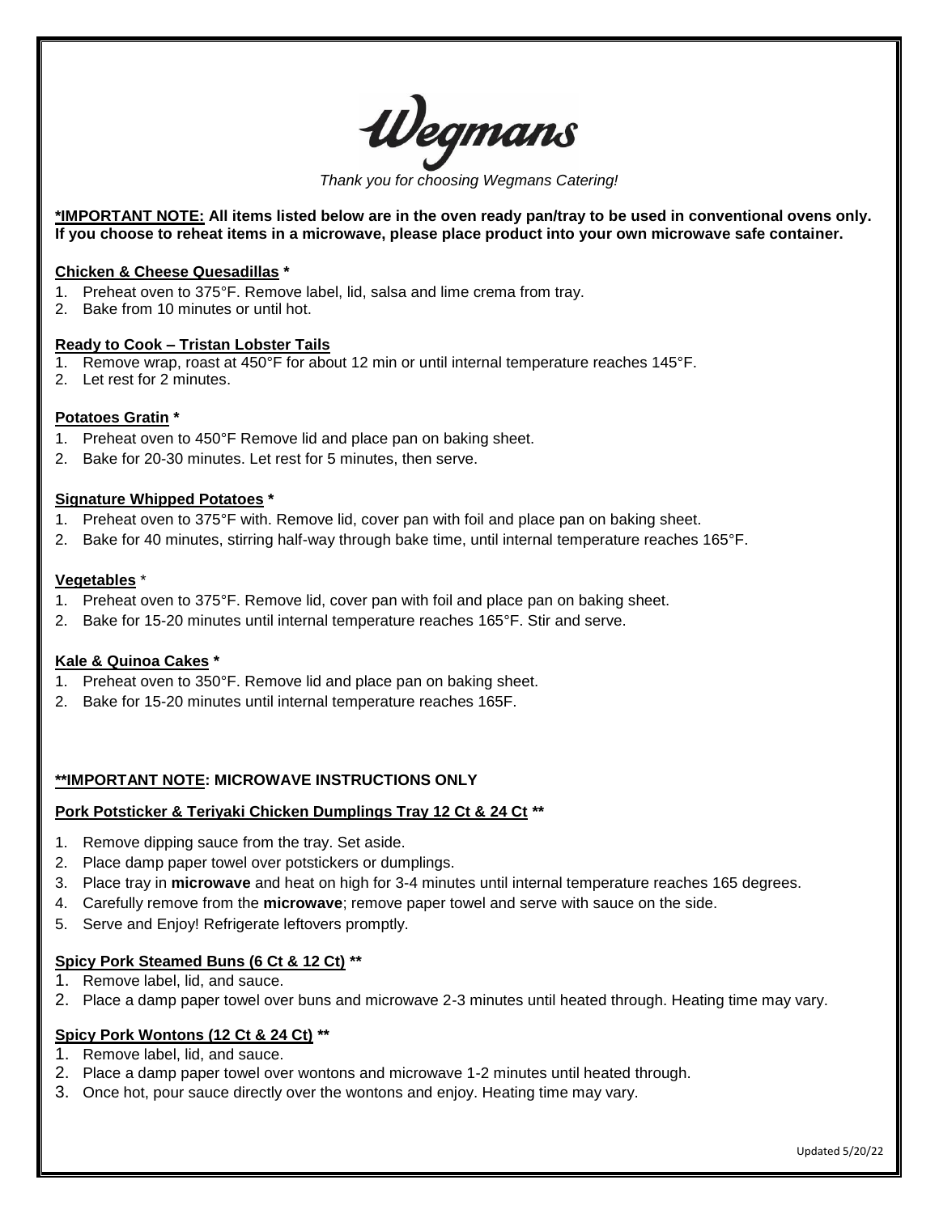# Wegmans

*Thank you for choosing Wegmans Catering!*

**\*IMPORTANT NOTE: All items listed below are in the oven ready pan/tray to be used in conventional ovens only. If you choose to reheat items in a microwave, please place product into your own microwave safe container.**

**Chicken & Cheese Quesadillas \***

1. Preheat oven to 375°F. Remove label, lid, salsa and lime crema from tray.
2. Bake from 10 minutes or until hot.

**Ready to Cook – Tristan Lobster Tails**

1. Remove wrap, roast at 450°F for about 12 min or until internal temperature reaches 145°F.
2. Let rest for 2 minutes.

**Potatoes Gratin \***

1. Preheat oven to 450°F Remove lid and place pan on baking sheet.
2. Bake for 20-30 minutes. Let rest for 5 minutes, then serve.

**Signature Whipped Potatoes \***

1. Preheat oven to 375°F with. Remove lid, cover pan with foil and place pan on baking sheet.
2. Bake for 40 minutes, stirring half-way through bake time, until internal temperature reaches 165°F.

**Vegetables** \*

1. Preheat oven to 375°F. Remove lid, cover pan with foil and place pan on baking sheet.
2. Bake for 15-20 minutes until internal temperature reaches 165°F. Stir and serve.

**Kale & Quinoa Cakes \***

1. Preheat oven to 350°F. Remove lid and place pan on baking sheet.
2. Bake for 15-20 minutes until internal temperature reaches 165F.

**\*\*IMPORTANT NOTE: MICROWAVE INSTRUCTIONS ONLY**

**Pork Potsticker & Teriyaki Chicken Dumplings Tray 12 Ct & 24 Ct \*\***

1. Remove dipping sauce from the tray. Set aside.
2. Place damp paper towel over potstickers or dumplings.
3. Place tray in **microwave** and heat on high for 3-4 minutes until internal temperature reaches 165 degrees.
4. Carefully remove from the **microwave**; remove paper towel and serve with sauce on the side.
5. Serve and Enjoy! Refrigerate leftovers promptly.

**Spicy Pork Steamed Buns (6 Ct & 12 Ct) \*\***

1. Remove label, lid, and sauce.
2. Place a damp paper towel over buns and microwave 2-3 minutes until heated through. Heating time may vary.

**Spicy Pork Wontons (12 Ct & 24 Ct) \*\***

1. Remove label, lid, and sauce.
2. Place a damp paper towel over wontons and microwave 1-2 minutes until heated through.
3. Once hot, pour sauce directly over the wontons and enjoy. Heating time may vary.

Updated 5/20/22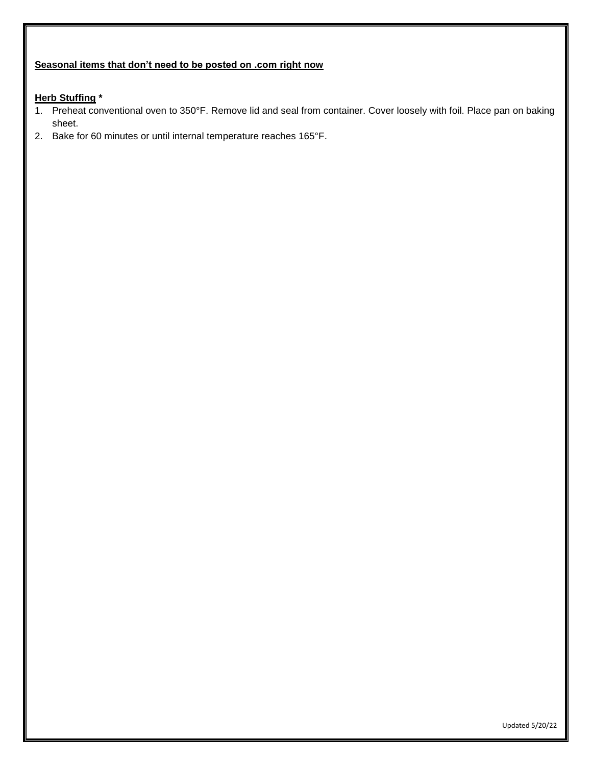**Seasonal items that don't need to be posted on .com right now**

**Herb Stuffing \***

1. Preheat conventional oven to 350°F. Remove lid and seal from container. Cover loosely with foil. Place pan on baking sheet.
2. Bake for 60 minutes or until internal temperature reaches 165°F.

Updated 5/20/22